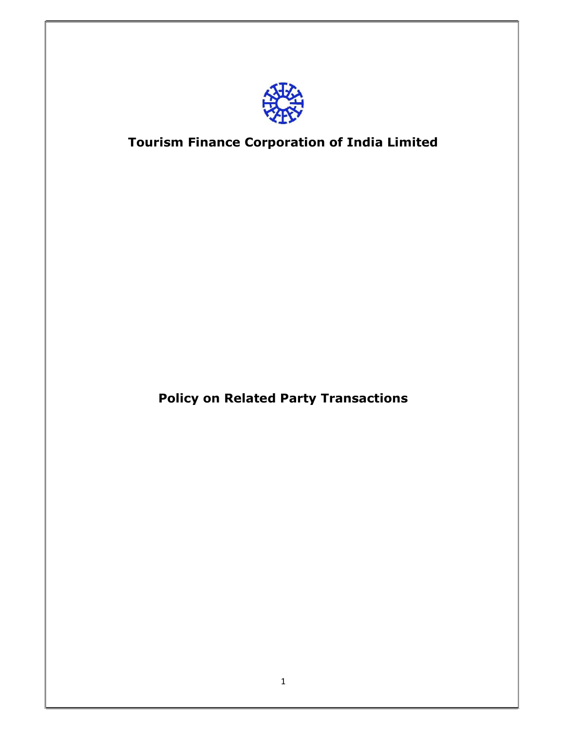# Tourism Finance Corporation of India Limited

# Policy on Related Party Transactions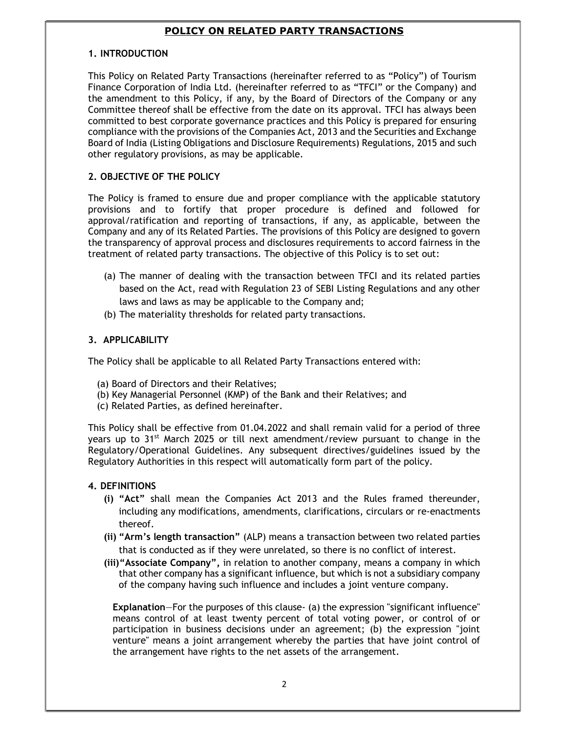# POLICY ON RELATED PARTY TRANSACTIONS

## 1. INTRODUCTION

This Policy on Related Party Transactions (hereinafter referred to as "Policy") of Tourism Finance Corporation of India Ltd. (hereinafter referred to as "TFCI" or the Company) and the amendment to this Policy, if any, by the Board of Directors of the Company or any Committee thereof shall be effective from the date on its approval. TFCI has always been committed to best corporate governance practices and this Policy is prepared for ensuring compliance with the provisions of the Companies Act, 2013 and the Securities and Exchange Board of India (Listing Obligations and Disclosure Requirements) Regulations, 2015 and such other regulatory provisions, as may be applicable.

## 2. OBJECTIVE OF THE POLICY

The Policy is framed to ensure due and proper compliance with the applicable statutory provisions and to fortify that proper procedure is defined and followed for approval/ratification and reporting of transactions, if any, as applicable, between the Company and any of its Related Parties. The provisions of this Policy are designed to govern the transparency of approval process and disclosures requirements to accord fairness in the treatment of related party transactions. The objective of this Policy is to set out:

(a) The manner of dealing with the transaction between TFCI and its related parties based on the Act, read with Regulation 23 of SEBI Listing Regulations and any other laws and laws as may be applicable to the Company and;

(b) The materiality thresholds for related party transactions.

## 3. APPLICABILITY

The Policy shall be applicable to all Related Party Transactions entered with:

(a) Board of Directors and their Relatives;
(b) Key Managerial Personnel (KMP) of the Bank and their Relatives; and
(c) Related Parties, as defined hereinafter.

This Policy shall be effective from 01.04.2022 and shall remain valid for a period of three years up to 31st March 2025 or till next amendment/review pursuant to change in the Regulatory/Operational Guidelines. Any subsequent directives/guidelines issued by the Regulatory Authorities in this respect will automatically form part of the policy.

## 4. DEFINITIONS

**(i) "Act"** shall mean the Companies Act 2013 and the Rules framed thereunder, including any modifications, amendments, clarifications, circulars or re-enactments thereof.

**(ii) "Arm's length transaction"** (ALP) means a transaction between two related parties that is conducted as if they were unrelated, so there is no conflict of interest.

**(iii) "Associate Company",** in relation to another company, means a company in which that other company has a significant influence, but which is not a subsidiary company of the company having such influence and includes a joint venture company.

**Explanation**—For the purposes of this clause- (a) the expression "significant influence" means control of at least twenty percent of total voting power, or control of or participation in business decisions under an agreement; (b) the expression "joint venture" means a joint arrangement whereby the parties that have joint control of the arrangement have rights to the net assets of the arrangement.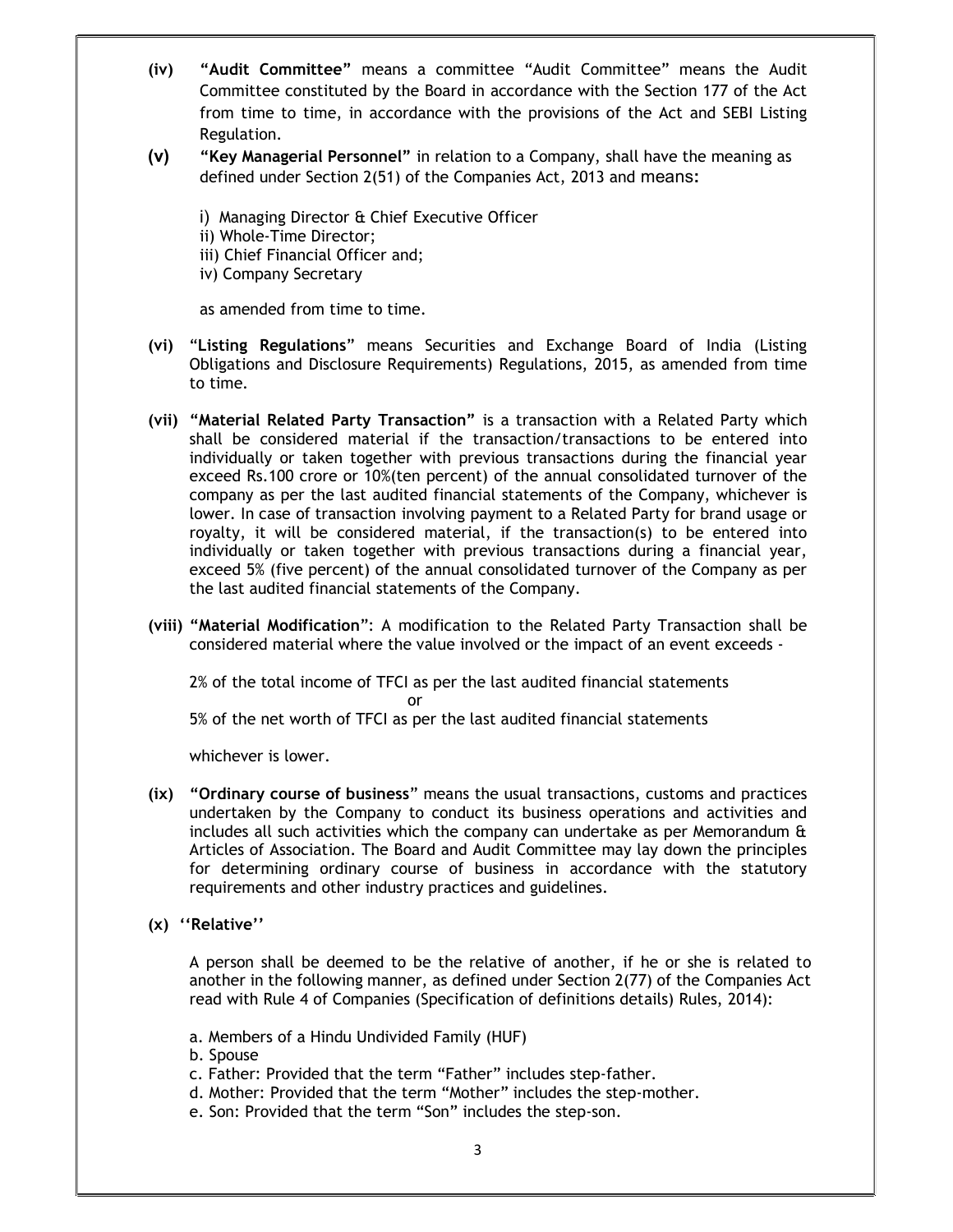**(iv) "Audit Committee"** means a committee "Audit Committee" means the Audit Committee constituted by the Board in accordance with the Section 177 of the Act from time to time, in accordance with the provisions of the Act and SEBI Listing Regulation.

**(v) "Key Managerial Personnel"** in relation to a Company, shall have the meaning as defined under Section 2(51) of the Companies Act, 2013 and means:

i) Managing Director & Chief Executive Officer
ii) Whole-Time Director;
iii) Chief Financial Officer and;
iv) Company Secretary

as amended from time to time.

**(vi) "Listing Regulations"** means Securities and Exchange Board of India (Listing Obligations and Disclosure Requirements) Regulations, 2015, as amended from time to time.

**(vii) "Material Related Party Transaction"** is a transaction with a Related Party which shall be considered material if the transaction/transactions to be entered into individually or taken together with previous transactions during the financial year exceed Rs.100 crore or 10%(ten percent) of the annual consolidated turnover of the company as per the last audited financial statements of the Company, whichever is lower. In case of transaction involving payment to a Related Party for brand usage or royalty, it will be considered material, if the transaction(s) to be entered into individually or taken together with previous transactions during a financial year, exceed 5% (five percent) of the annual consolidated turnover of the Company as per the last audited financial statements of the Company.

**(viii) "Material Modification"**: A modification to the Related Party Transaction shall be considered material where the value involved or the impact of an event exceeds -

2% of the total income of TFCI as per the last audited financial statements

or

5% of the net worth of TFCI as per the last audited financial statements

whichever is lower.

**(ix) "Ordinary course of business"** means the usual transactions, customs and practices undertaken by the Company to conduct its business operations and activities and includes all such activities which the company can undertake as per Memorandum & Articles of Association. The Board and Audit Committee may lay down the principles for determining ordinary course of business in accordance with the statutory requirements and other industry practices and guidelines.

**(x) ''Relative''**

A person shall be deemed to be the relative of another, if he or she is related to another in the following manner, as defined under Section 2(77) of the Companies Act read with Rule 4 of Companies (Specification of definitions details) Rules, 2014):

a. Members of a Hindu Undivided Family (HUF)
b. Spouse
c. Father: Provided that the term "Father" includes step-father.
d. Mother: Provided that the term "Mother" includes the step-mother.
e. Son: Provided that the term "Son" includes the step-son.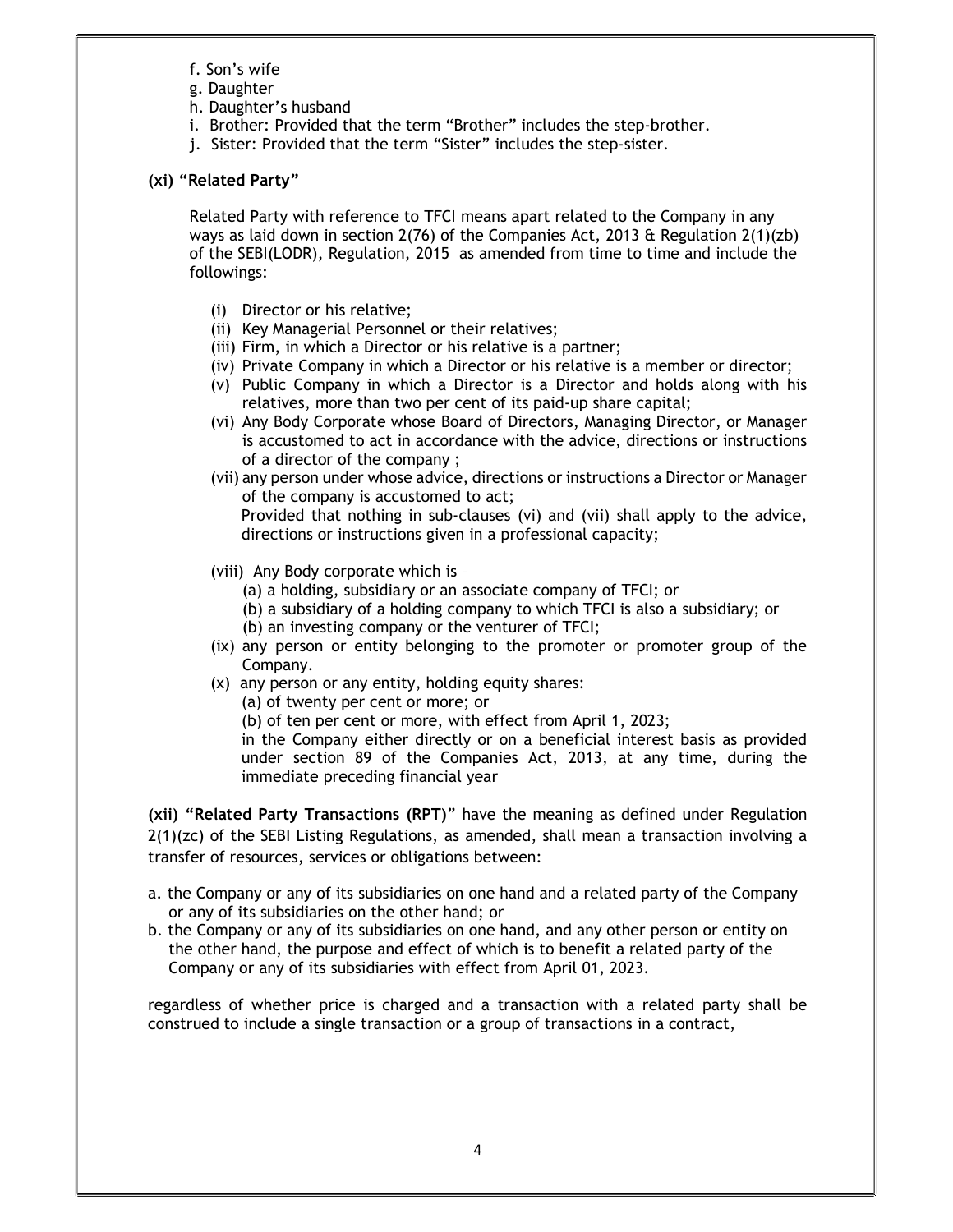f. Son's wife
g. Daughter
h. Daughter's husband
i. Brother: Provided that the term "Brother" includes the step-brother.
j. Sister: Provided that the term "Sister" includes the step-sister.

**(xi) "Related Party"**

Related Party with reference to TFCI means apart related to the Company in any ways as laid down in section 2(76) of the Companies Act, 2013 & Regulation 2(1)(zb) of the SEBI(LODR), Regulation, 2015 as amended from time to time and include the followings:

(i) Director or his relative;
(ii) Key Managerial Personnel or their relatives;
(iii) Firm, in which a Director or his relative is a partner;
(iv) Private Company in which a Director or his relative is a member or director;
(v) Public Company in which a Director is a Director and holds along with his relatives, more than two per cent of its paid-up share capital;
(vi) Any Body Corporate whose Board of Directors, Managing Director, or Manager is accustomed to act in accordance with the advice, directions or instructions of a director of the company ;
(vii) any person under whose advice, directions or instructions a Director or Manager of the company is accustomed to act;
Provided that nothing in sub-clauses (vi) and (vii) shall apply to the advice, directions or instructions given in a professional capacity;

(viii) Any Body corporate which is –
(a) a holding, subsidiary or an associate company of TFCI; or
(b) a subsidiary of a holding company to which TFCI is also a subsidiary; or
(b) an investing company or the venturer of TFCI;
(ix) any person or entity belonging to the promoter or promoter group of the Company.
(x) any person or any entity, holding equity shares:
(a) of twenty per cent or more; or
(b) of ten per cent or more, with effect from April 1, 2023;
in the Company either directly or on a beneficial interest basis as provided under section 89 of the Companies Act, 2013, at any time, during the immediate preceding financial year

**(xii) "Related Party Transactions (RPT)"** have the meaning as defined under Regulation 2(1)(zc) of the SEBI Listing Regulations, as amended, shall mean a transaction involving a transfer of resources, services or obligations between:

a. the Company or any of its subsidiaries on one hand and a related party of the Company or any of its subsidiaries on the other hand; or
b. the Company or any of its subsidiaries on one hand, and any other person or entity on the other hand, the purpose and effect of which is to benefit a related party of the Company or any of its subsidiaries with effect from April 01, 2023.

regardless of whether price is charged and a transaction with a related party shall be construed to include a single transaction or a group of transactions in a contract,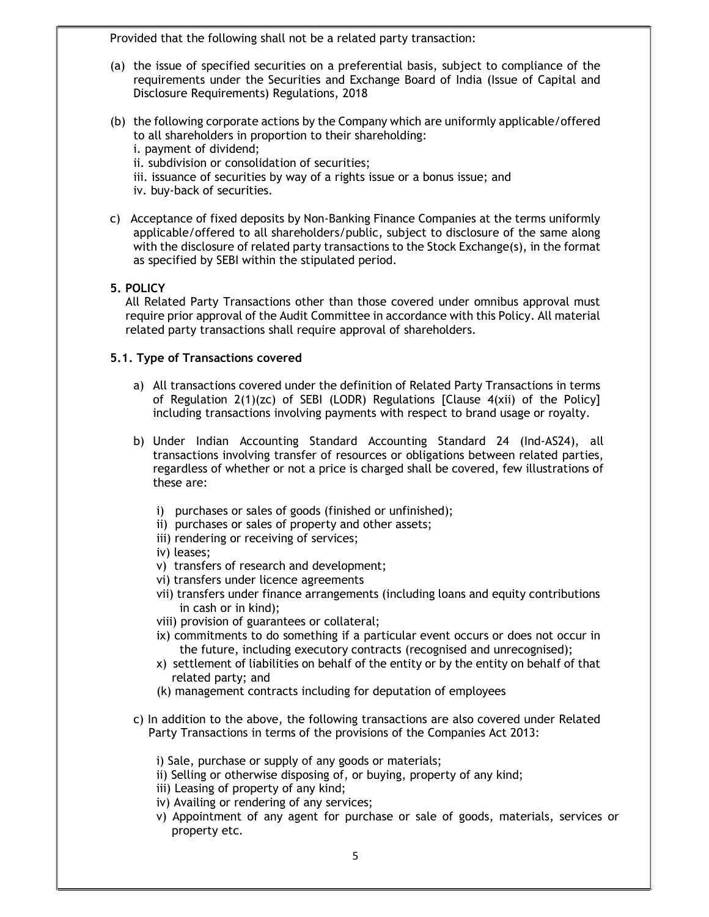Provided that the following shall not be a related party transaction:

(a) the issue of specified securities on a preferential basis, subject to compliance of the requirements under the Securities and Exchange Board of India (Issue of Capital and Disclosure Requirements) Regulations, 2018

(b) the following corporate actions by the Company which are uniformly applicable/offered to all shareholders in proportion to their shareholding:
   i. payment of dividend;
   ii. subdivision or consolidation of securities;
   iii. issuance of securities by way of a rights issue or a bonus issue; and
   iv. buy-back of securities.

c) Acceptance of fixed deposits by Non-Banking Finance Companies at the terms uniformly applicable/offered to all shareholders/public, subject to disclosure of the same along with the disclosure of related party transactions to the Stock Exchange(s), in the format as specified by SEBI within the stipulated period.

## 5. POLICY

All Related Party Transactions other than those covered under omnibus approval must require prior approval of the Audit Committee in accordance with this Policy. All material related party transactions shall require approval of shareholders.

### 5.1. Type of Transactions covered

a) All transactions covered under the definition of Related Party Transactions in terms of Regulation 2(1)(zc) of SEBI (LODR) Regulations [Clause 4(xii) of the Policy] including transactions involving payments with respect to brand usage or royalty.

b) Under Indian Accounting Standard Accounting Standard 24 (Ind-AS24), all transactions involving transfer of resources or obligations between related parties, regardless of whether or not a price is charged shall be covered, few illustrations of these are:

   i) purchases or sales of goods (finished or unfinished);
   ii) purchases or sales of property and other assets;
   iii) rendering or receiving of services;
   iv) leases;
   v) transfers of research and development;
   vi) transfers under licence agreements
   vii) transfers under finance arrangements (including loans and equity contributions in cash or in kind);
   viii) provision of guarantees or collateral;
   ix) commitments to do something if a particular event occurs or does not occur in the future, including executory contracts (recognised and unrecognised);
   x) settlement of liabilities on behalf of the entity or by the entity on behalf of that related party; and
   (k) management contracts including for deputation of employees

c) In addition to the above, the following transactions are also covered under Related Party Transactions in terms of the provisions of the Companies Act 2013:

   i) Sale, purchase or supply of any goods or materials;
   ii) Selling or otherwise disposing of, or buying, property of any kind;
   iii) Leasing of property of any kind;
   iv) Availing or rendering of any services;
   v) Appointment of any agent for purchase or sale of goods, materials, services or property etc.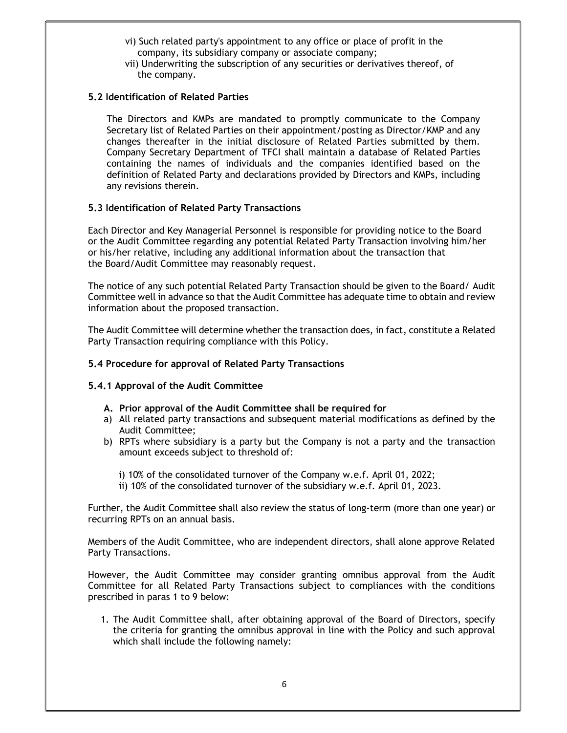vi) Such related party's appointment to any office or place of profit in the company, its subsidiary company or associate company;

vii) Underwriting the subscription of any securities or derivatives thereof, of the company.

### 5.2 Identification of Related Parties

The Directors and KMPs are mandated to promptly communicate to the Company Secretary list of Related Parties on their appointment/posting as Director/KMP and any changes thereafter in the initial disclosure of Related Parties submitted by them. Company Secretary Department of TFCI shall maintain a database of Related Parties containing the names of individuals and the companies identified based on the definition of Related Party and declarations provided by Directors and KMPs, including any revisions therein.

### 5.3 Identification of Related Party Transactions

Each Director and Key Managerial Personnel is responsible for providing notice to the Board or the Audit Committee regarding any potential Related Party Transaction involving him/her or his/her relative, including any additional information about the transaction that the Board/Audit Committee may reasonably request.

The notice of any such potential Related Party Transaction should be given to the Board/ Audit Committee well in advance so that the Audit Committee has adequate time to obtain and review information about the proposed transaction.

The Audit Committee will determine whether the transaction does, in fact, constitute a Related Party Transaction requiring compliance with this Policy.

### 5.4 Procedure for approval of Related Party Transactions

#### 5.4.1 Approval of the Audit Committee

**A. Prior approval of the Audit Committee shall be required for**

a) All related party transactions and subsequent material modifications as defined by the Audit Committee;

b) RPTs where subsidiary is a party but the Company is not a party and the transaction amount exceeds subject to threshold of:

i) 10% of the consolidated turnover of the Company w.e.f. April 01, 2022;

ii) 10% of the consolidated turnover of the subsidiary w.e.f. April 01, 2023.

Further, the Audit Committee shall also review the status of long-term (more than one year) or recurring RPTs on an annual basis.

Members of the Audit Committee, who are independent directors, shall alone approve Related Party Transactions.

However, the Audit Committee may consider granting omnibus approval from the Audit Committee for all Related Party Transactions subject to compliances with the conditions prescribed in paras 1 to 9 below:

1. The Audit Committee shall, after obtaining approval of the Board of Directors, specify the criteria for granting the omnibus approval in line with the Policy and such approval which shall include the following namely: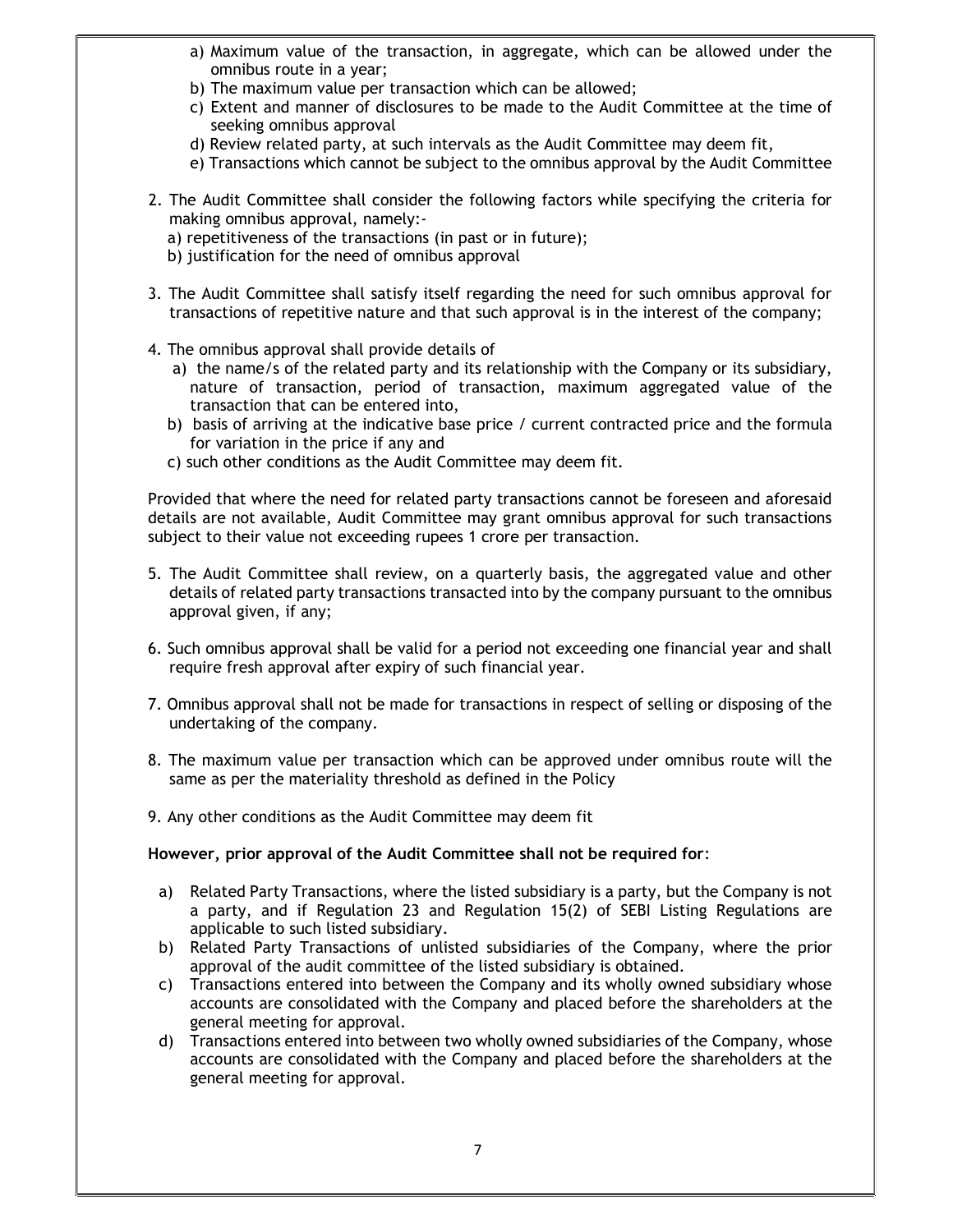a) Maximum value of the transaction, in aggregate, which can be allowed under the omnibus route in a year;
b) The maximum value per transaction which can be allowed;
c) Extent and manner of disclosures to be made to the Audit Committee at the time of seeking omnibus approval
d) Review related party, at such intervals as the Audit Committee may deem fit,
e) Transactions which cannot be subject to the omnibus approval by the Audit Committee

2. The Audit Committee shall consider the following factors while specifying the criteria for making omnibus approval, namely:-
   a) repetitiveness of the transactions (in past or in future);
   b) justification for the need of omnibus approval

3. The Audit Committee shall satisfy itself regarding the need for such omnibus approval for transactions of repetitive nature and that such approval is in the interest of the company;

4. The omnibus approval shall provide details of
   a) the name/s of the related party and its relationship with the Company or its subsidiary, nature of transaction, period of transaction, maximum aggregated value of the transaction that can be entered into,
   b) basis of arriving at the indicative base price / current contracted price and the formula for variation in the price if any and
   c) such other conditions as the Audit Committee may deem fit.

Provided that where the need for related party transactions cannot be foreseen and aforesaid details are not available, Audit Committee may grant omnibus approval for such transactions subject to their value not exceeding rupees 1 crore per transaction.

5. The Audit Committee shall review, on a quarterly basis, the aggregated value and other details of related party transactions transacted into by the company pursuant to the omnibus approval given, if any;

6. Such omnibus approval shall be valid for a period not exceeding one financial year and shall require fresh approval after expiry of such financial year.

7. Omnibus approval shall not be made for transactions in respect of selling or disposing of the undertaking of the company.

8. The maximum value per transaction which can be approved under omnibus route will the same as per the materiality threshold as defined in the Policy

9. Any other conditions as the Audit Committee may deem fit

**However, prior approval of the Audit Committee shall not be required for**:

a) Related Party Transactions, where the listed subsidiary is a party, but the Company is not a party, and if Regulation 23 and Regulation 15(2) of SEBI Listing Regulations are applicable to such listed subsidiary.
b) Related Party Transactions of unlisted subsidiaries of the Company, where the prior approval of the audit committee of the listed subsidiary is obtained.
c) Transactions entered into between the Company and its wholly owned subsidiary whose accounts are consolidated with the Company and placed before the shareholders at the general meeting for approval.
d) Transactions entered into between two wholly owned subsidiaries of the Company, whose accounts are consolidated with the Company and placed before the shareholders at the general meeting for approval.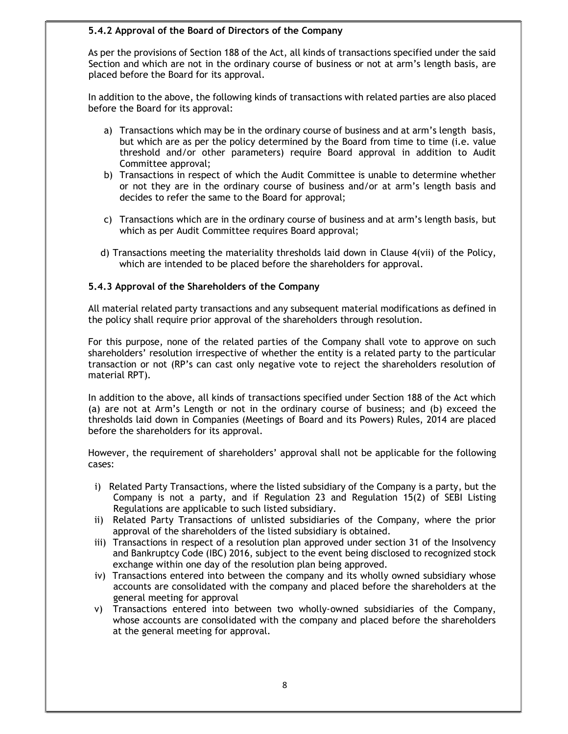**5.4.2 Approval of the Board of Directors of the Company**

As per the provisions of Section 188 of the Act, all kinds of transactions specified under the said Section and which are not in the ordinary course of business or not at arm's length basis, are placed before the Board for its approval.

In addition to the above, the following kinds of transactions with related parties are also placed before the Board for its approval:

a) Transactions which may be in the ordinary course of business and at arm's length basis, but which are as per the policy determined by the Board from time to time (i.e. value threshold and/or other parameters) require Board approval in addition to Audit Committee approval;
b) Transactions in respect of which the Audit Committee is unable to determine whether or not they are in the ordinary course of business and/or at arm's length basis and decides to refer the same to the Board for approval;
c) Transactions which are in the ordinary course of business and at arm's length basis, but which as per Audit Committee requires Board approval;
d) Transactions meeting the materiality thresholds laid down in Clause 4(vii) of the Policy, which are intended to be placed before the shareholders for approval.

**5.4.3 Approval of the Shareholders of the Company**

All material related party transactions and any subsequent material modifications as defined in the policy shall require prior approval of the shareholders through resolution.

For this purpose, none of the related parties of the Company shall vote to approve on such shareholders' resolution irrespective of whether the entity is a related party to the particular transaction or not (RP's can cast only negative vote to reject the shareholders resolution of material RPT).

In addition to the above, all kinds of transactions specified under Section 188 of the Act which (a) are not at Arm's Length or not in the ordinary course of business; and (b) exceed the thresholds laid down in Companies (Meetings of Board and its Powers) Rules, 2014 are placed before the shareholders for its approval.

However, the requirement of shareholders' approval shall not be applicable for the following cases:

i) Related Party Transactions, where the listed subsidiary of the Company is a party, but the Company is not a party, and if Regulation 23 and Regulation 15(2) of SEBI Listing Regulations are applicable to such listed subsidiary.
ii) Related Party Transactions of unlisted subsidiaries of the Company, where the prior approval of the shareholders of the listed subsidiary is obtained.
iii) Transactions in respect of a resolution plan approved under section 31 of the Insolvency and Bankruptcy Code (IBC) 2016, subject to the event being disclosed to recognized stock exchange within one day of the resolution plan being approved.
iv) Transactions entered into between the company and its wholly owned subsidiary whose accounts are consolidated with the company and placed before the shareholders at the general meeting for approval
v) Transactions entered into between two wholly-owned subsidiaries of the Company, whose accounts are consolidated with the company and placed before the shareholders at the general meeting for approval.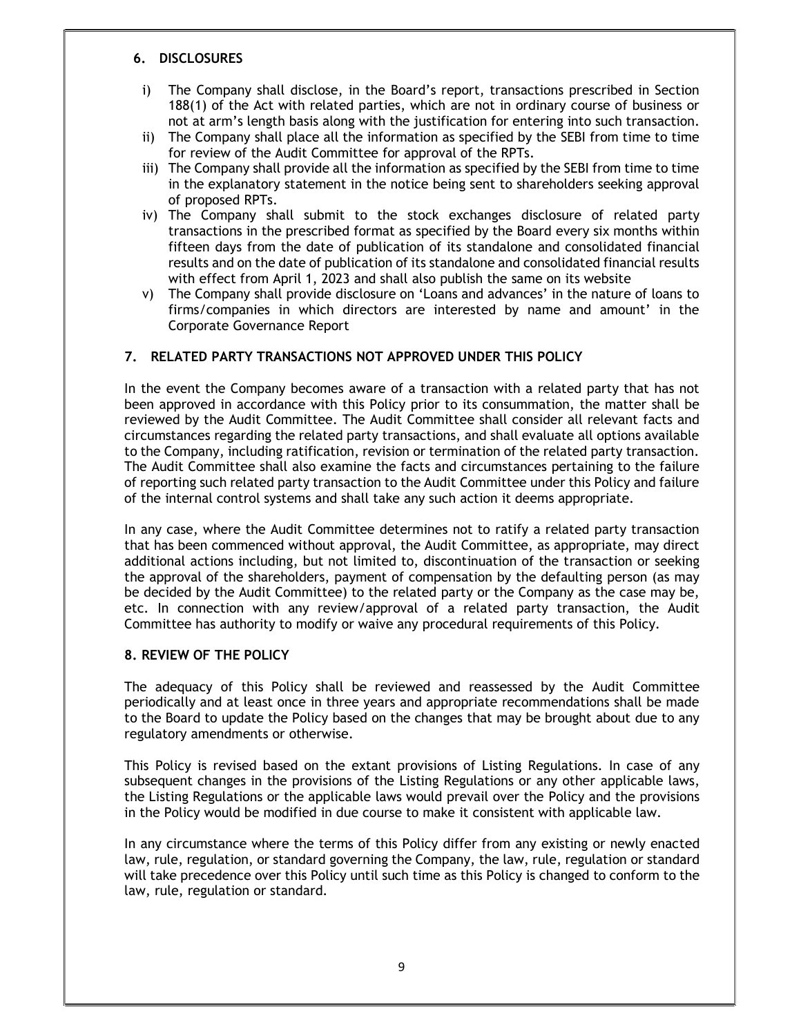## 6. DISCLOSURES

i) The Company shall disclose, in the Board's report, transactions prescribed in Section 188(1) of the Act with related parties, which are not in ordinary course of business or not at arm's length basis along with the justification for entering into such transaction.

ii) The Company shall place all the information as specified by the SEBI from time to time for review of the Audit Committee for approval of the RPTs.

iii) The Company shall provide all the information as specified by the SEBI from time to time in the explanatory statement in the notice being sent to shareholders seeking approval of proposed RPTs.

iv) The Company shall submit to the stock exchanges disclosure of related party transactions in the prescribed format as specified by the Board every six months within fifteen days from the date of publication of its standalone and consolidated financial results and on the date of publication of its standalone and consolidated financial results with effect from April 1, 2023 and shall also publish the same on its website

v) The Company shall provide disclosure on 'Loans and advances' in the nature of loans to firms/companies in which directors are interested by name and amount' in the Corporate Governance Report

## 7. RELATED PARTY TRANSACTIONS NOT APPROVED UNDER THIS POLICY

In the event the Company becomes aware of a transaction with a related party that has not been approved in accordance with this Policy prior to its consummation, the matter shall be reviewed by the Audit Committee. The Audit Committee shall consider all relevant facts and circumstances regarding the related party transactions, and shall evaluate all options available to the Company, including ratification, revision or termination of the related party transaction. The Audit Committee shall also examine the facts and circumstances pertaining to the failure of reporting such related party transaction to the Audit Committee under this Policy and failure of the internal control systems and shall take any such action it deems appropriate.

In any case, where the Audit Committee determines not to ratify a related party transaction that has been commenced without approval, the Audit Committee, as appropriate, may direct additional actions including, but not limited to, discontinuation of the transaction or seeking the approval of the shareholders, payment of compensation by the defaulting person (as may be decided by the Audit Committee) to the related party or the Company as the case may be, etc. In connection with any review/approval of a related party transaction, the Audit Committee has authority to modify or waive any procedural requirements of this Policy.

## 8. REVIEW OF THE POLICY

The adequacy of this Policy shall be reviewed and reassessed by the Audit Committee periodically and at least once in three years and appropriate recommendations shall be made to the Board to update the Policy based on the changes that may be brought about due to any regulatory amendments or otherwise.

This Policy is revised based on the extant provisions of Listing Regulations. In case of any subsequent changes in the provisions of the Listing Regulations or any other applicable laws, the Listing Regulations or the applicable laws would prevail over the Policy and the provisions in the Policy would be modified in due course to make it consistent with applicable law.

In any circumstance where the terms of this Policy differ from any existing or newly enacted law, rule, regulation, or standard governing the Company, the law, rule, regulation or standard will take precedence over this Policy until such time as this Policy is changed to conform to the law, rule, regulation or standard.